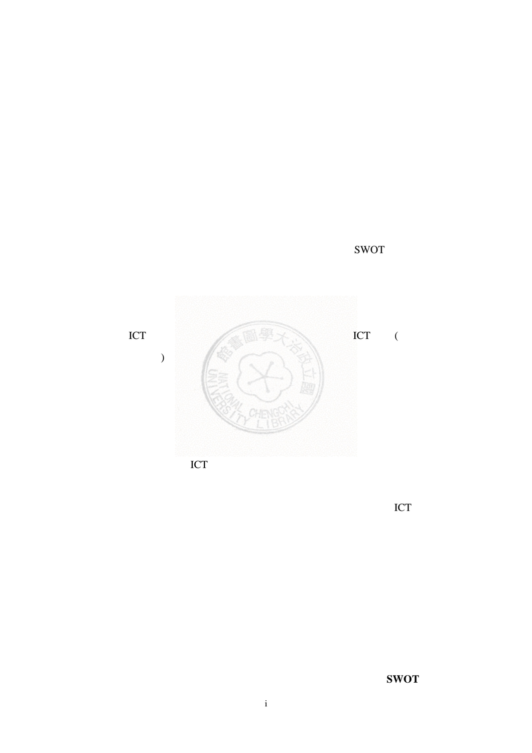SWOT

ICT ICT (

)

ICT

ICT

**SWOT**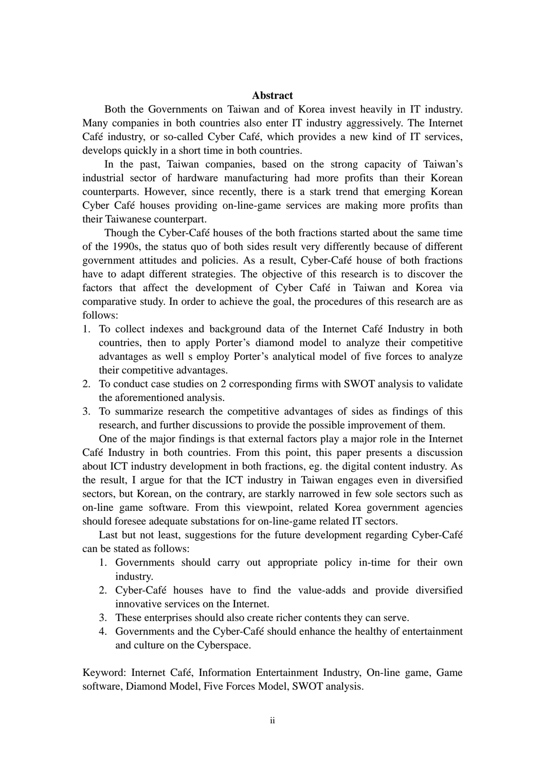# Abstract

Both the Governments on Taiwan and of Korea invest heavily in IT industry. Many companies in both countries also enter IT industry aggressively. The Internet Café industry, or so-called Cyber Café, which provides a new kind of IT services, develops quickly in a short time in both countries.

In the past, Taiwan companies, based on the strong capacity of Taiwan's industrial sector of hardware manufacturing had more profits than their Korean counterparts. However, since recently, there is a stark trend that emerging Korean Cyber Café houses providing on-line-game services are making more profits than their Taiwanese counterpart.

Though the Cyber-Café houses of the both fractions started about the same time of the 1990s, the status quo of both sides result very differently because of different government attitudes and policies. As a result, Cyber-Café house of both fractions have to adapt different strategies. The objective of this research is to discover the factors that affect the development of Cyber Café in Taiwan and Korea via comparative study. In order to achieve the goal, the procedures of this research are as follows:

1. To collect indexes and background data of the Internet Café Industry in both countries, then to apply Porter's diamond model to analyze their competitive advantages as well s employ Porter's analytical model of five forces to analyze their competitive advantages.
2. To conduct case studies on 2 corresponding firms with SWOT analysis to validate the aforementioned analysis.
3. To summarize research the competitive advantages of sides as findings of this research, and further discussions to provide the possible improvement of them.

One of the major findings is that external factors play a major role in the Internet Café Industry in both countries. From this point, this paper presents a discussion about ICT industry development in both fractions, eg. the digital content industry. As the result, I argue for that the ICT industry in Taiwan engages even in diversified sectors, but Korean, on the contrary, are starkly narrowed in few sole sectors such as on-line game software. From this viewpoint, related Korea government agencies should foresee adequate substations for on-line-game related IT sectors.

Last but not least, suggestions for the future development regarding Cyber-Café can be stated as follows:

1. Governments should carry out appropriate policy in-time for their own industry.
2. Cyber-Café houses have to find the value-adds and provide diversified innovative services on the Internet.
3. These enterprises should also create richer contents they can serve.
4. Governments and the Cyber-Café should enhance the healthy of entertainment and culture on the Cyberspace.

Keyword: Internet Café, Information Entertainment Industry, On-line game, Game software, Diamond Model, Five Forces Model, SWOT analysis.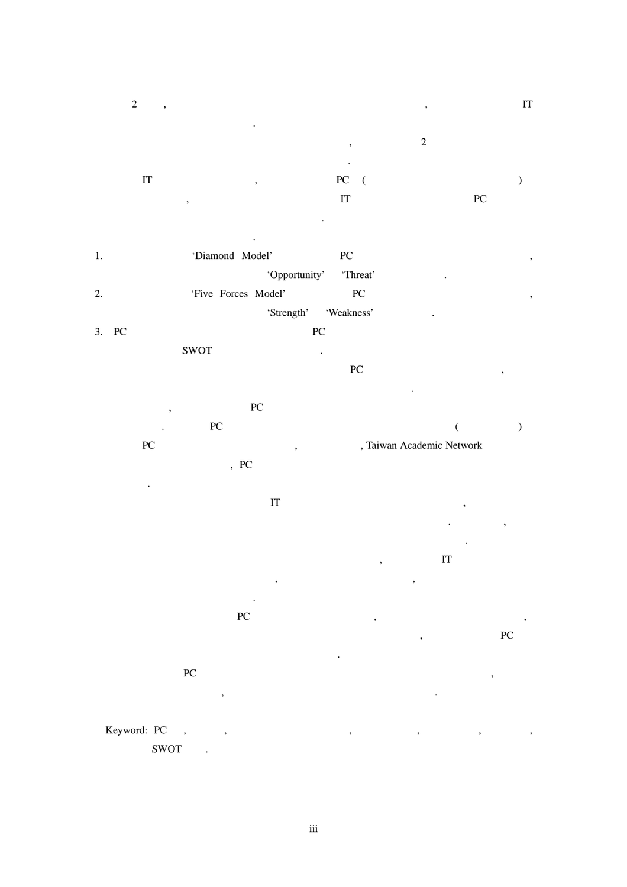2 , , IT

.

, 2

.

IT , PC ( )

, IT PC

.

.

1. 'Diamond Model' PC ,
'Opportunity' 'Threat' .

2. 'Five Forces Model' PC ,
'Strength' 'Weakness' .

3. PC PC
SWOT .

PC ,

.

, PC

. PC ( )

PC , , Taiwan Academic Network

, PC

.

IT ,

. ,

.

, IT

, ,

.

PC , ,

, PC

.

PC ,

, .

Keyword: PC , , , , , ,
SWOT .